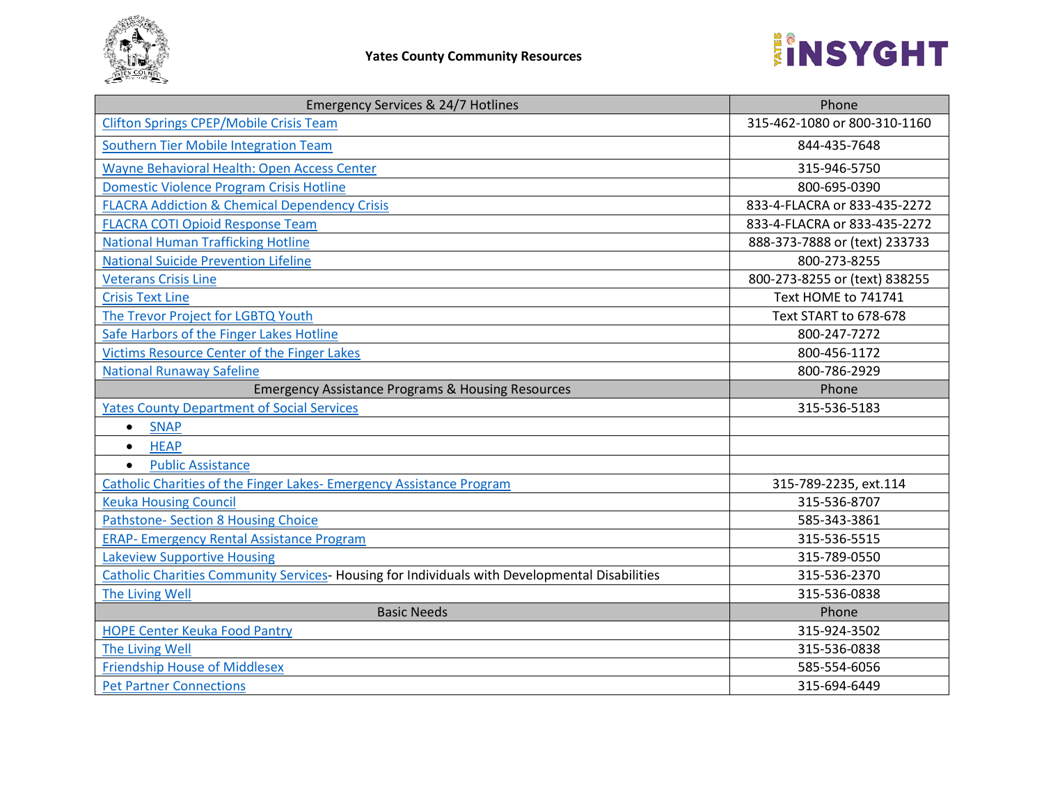# Yates County Community Resources

| Emergency Services & 24/7 Hotlines | Phone |
|---|---|
| Clifton Springs CPEP/Mobile Crisis Team | 315-462-1080 or 800-310-1160 |
| Southern Tier Mobile Integration Team | 844-435-7648 |
| Wayne Behavioral Health: Open Access Center | 315-946-5750 |
| Domestic Violence Program Crisis Hotline | 800-695-0390 |
| FLACRA Addiction & Chemical Dependency Crisis | 833-4-FLACRA or 833-435-2272 |
| FLACRA COTI Opioid Response Team | 833-4-FLACRA or 833-435-2272 |
| National Human Trafficking Hotline | 888-373-7888 or (text) 233733 |
| National Suicide Prevention Lifeline | 800-273-8255 |
| Veterans Crisis Line | 800-273-8255 or (text) 838255 |
| Crisis Text Line | Text HOME to 741741 |
| The Trevor Project for LGBTQ Youth | Text START to 678-678 |
| Safe Harbors of the Finger Lakes Hotline | 800-247-7272 |
| Victims Resource Center of the Finger Lakes | 800-456-1172 |
| National Runaway Safeline | 800-786-2929 |
| **Emergency Assistance Programs & Housing Resources** | **Phone** |
| Yates County Department of Social Services | 315-536-5183 |
| • SNAP | |
| • HEAP | |
| • Public Assistance | |
| Catholic Charities of the Finger Lakes- Emergency Assistance Program | 315-789-2235, ext.114 |
| Keuka Housing Council | 315-536-8707 |
| Pathstone- Section 8 Housing Choice | 585-343-3861 |
| ERAP- Emergency Rental Assistance Program | 315-536-5515 |
| Lakeview Supportive Housing | 315-789-0550 |
| Catholic Charities Community Services- Housing for Individuals with Developmental Disabilities | 315-536-2370 |
| The Living Well | 315-536-0838 |
| **Basic Needs** | **Phone** |
| HOPE Center Keuka Food Pantry | 315-924-3502 |
| The Living Well | 315-536-0838 |
| Friendship House of Middlesex | 585-554-6056 |
| Pet Partner Connections | 315-694-6449 |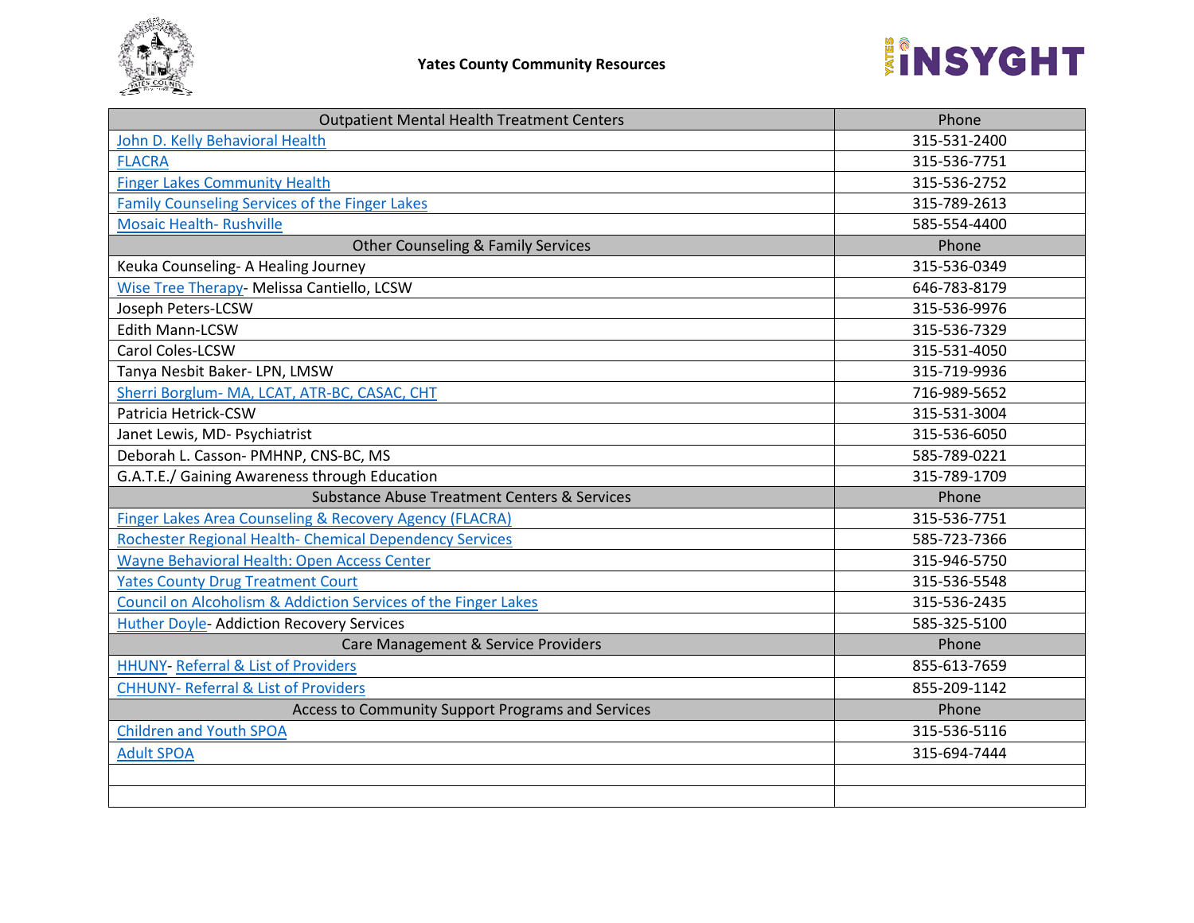**Yates County Community Resources**

| Outpatient Mental Health Treatment Centers | Phone |
|---|---|
| John D. Kelly Behavioral Health | 315-531-2400 |
| FLACRA | 315-536-7751 |
| Finger Lakes Community Health | 315-536-2752 |
| Family Counseling Services of the Finger Lakes | 315-789-2613 |
| Mosaic Health- Rushville | 585-554-4400 |
| **Other Counseling & Family Services** | **Phone** |
| Keuka Counseling- A Healing Journey | 315-536-0349 |
| Wise Tree Therapy- Melissa Cantiello, LCSW | 646-783-8179 |
| Joseph Peters-LCSW | 315-536-9976 |
| Edith Mann-LCSW | 315-536-7329 |
| Carol Coles-LCSW | 315-531-4050 |
| Tanya Nesbit Baker- LPN, LMSW | 315-719-9936 |
| Sherri Borglum- MA, LCAT, ATR-BC, CASAC, CHT | 716-989-5652 |
| Patricia Hetrick-CSW | 315-531-3004 |
| Janet Lewis, MD- Psychiatrist | 315-536-6050 |
| Deborah L. Casson- PMHNP, CNS-BC, MS | 585-789-0221 |
| G.A.T.E./ Gaining Awareness through Education | 315-789-1709 |
| **Substance Abuse Treatment Centers & Services** | **Phone** |
| Finger Lakes Area Counseling & Recovery Agency (FLACRA) | 315-536-7751 |
| Rochester Regional Health- Chemical Dependency Services | 585-723-7366 |
| Wayne Behavioral Health: Open Access Center | 315-946-5750 |
| Yates County Drug Treatment Court | 315-536-5548 |
| Council on Alcoholism & Addiction Services of the Finger Lakes | 315-536-2435 |
| Huther Doyle- Addiction Recovery Services | 585-325-5100 |
| **Care Management & Service Providers** | **Phone** |
| HHUNY- Referral & List of Providers | 855-613-7659 |
| CHHUNY- Referral & List of Providers | 855-209-1142 |
| **Access to Community Support Programs and Services** | **Phone** |
| Children and Youth SPOA | 315-536-5116 |
| Adult SPOA | 315-694-7444 |
| | |
| | |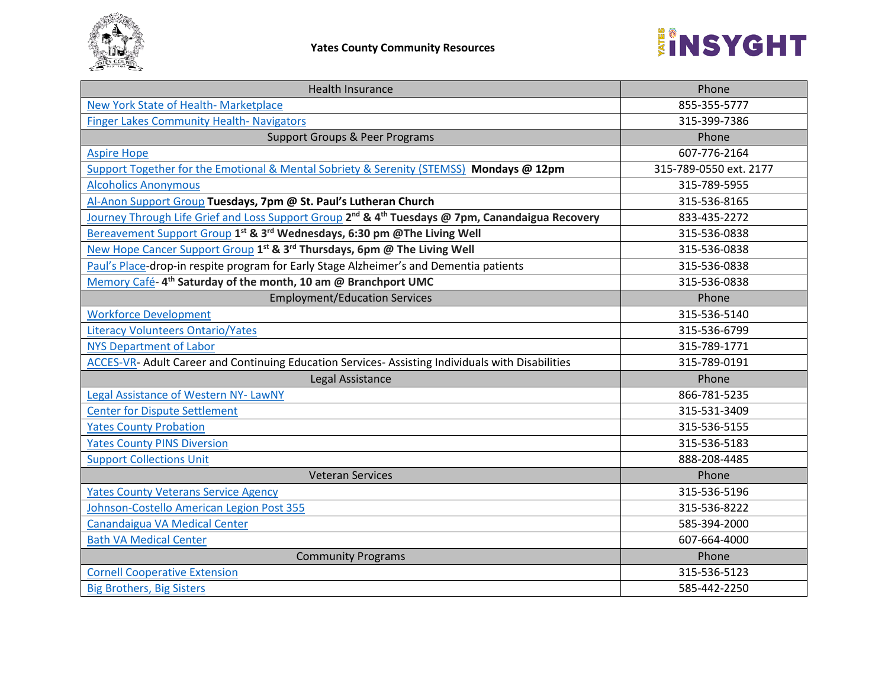# Yates County Community Resources

| Health Insurance | Phone |
|---|---|
| New York State of Health- Marketplace | 855-355-5777 |
| Finger Lakes Community Health- Navigators | 315-399-7386 |
| **Support Groups & Peer Programs** | **Phone** |
| Aspire Hope | 607-776-2164 |
| Support Together for the Emotional & Mental Sobriety & Serenity (STEMSS) **Mondays @ 12pm** | 315-789-0550 ext. 2177 |
| Alcoholics Anonymous | 315-789-5955 |
| Al-Anon Support Group **Tuesdays, 7pm @ St. Paul's Lutheran Church** | 315-536-8165 |
| Journey Through Life Grief and Loss Support Group **2nd & 4th Tuesdays @ 7pm, Canandaigua Recovery** | 833-435-2272 |
| Bereavement Support Group **1st & 3rd Wednesdays, 6:30 pm @The Living Well** | 315-536-0838 |
| New Hope Cancer Support Group **1st & 3rd Thursdays, 6pm @ The Living Well** | 315-536-0838 |
| Paul's Place-drop-in respite program for Early Stage Alzheimer's and Dementia patients | 315-536-0838 |
| Memory Café- **4th Saturday of the month, 10 am @ Branchport UMC** | 315-536-0838 |
| **Employment/Education Services** | **Phone** |
| Workforce Development | 315-536-5140 |
| Literacy Volunteers Ontario/Yates | 315-536-6799 |
| NYS Department of Labor | 315-789-1771 |
| ACCES-VR- Adult Career and Continuing Education Services- Assisting Individuals with Disabilities | 315-789-0191 |
| **Legal Assistance** | **Phone** |
| Legal Assistance of Western NY- LawNY | 866-781-5235 |
| Center for Dispute Settlement | 315-531-3409 |
| Yates County Probation | 315-536-5155 |
| Yates County PINS Diversion | 315-536-5183 |
| Support Collections Unit | 888-208-4485 |
| **Veteran Services** | **Phone** |
| Yates County Veterans Service Agency | 315-536-5196 |
| Johnson-Costello American Legion Post 355 | 315-536-8222 |
| Canandaigua VA Medical Center | 585-394-2000 |
| Bath VA Medical Center | 607-664-4000 |
| **Community Programs** | **Phone** |
| Cornell Cooperative Extension | 315-536-5123 |
| Big Brothers, Big Sisters | 585-442-2250 |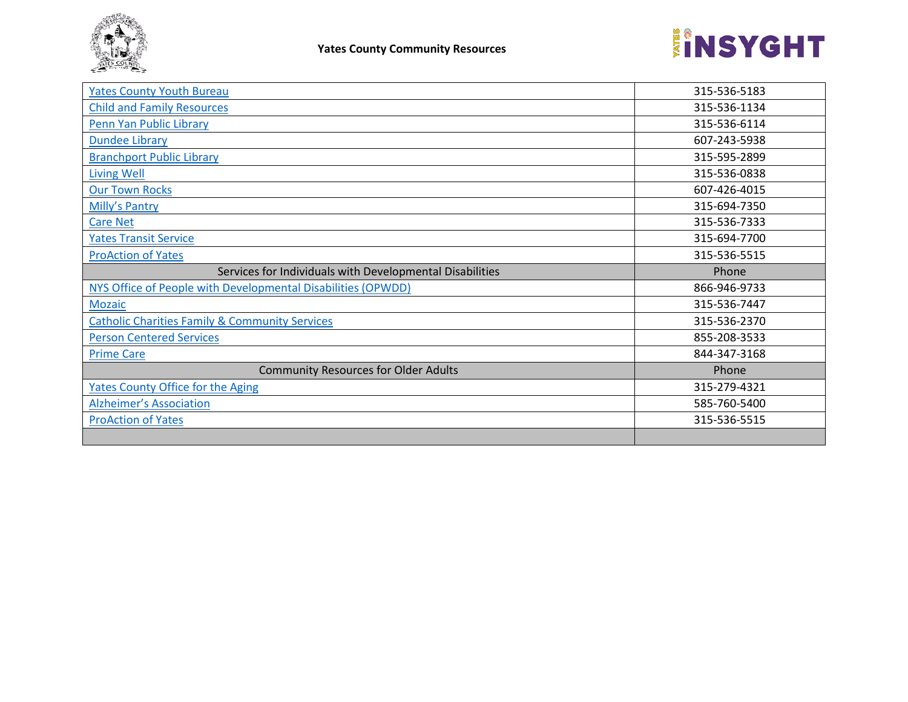| | |
|---|---|
| Yates County Youth Bureau | 315-536-5183 |
| Child and Family Resources | 315-536-1134 |
| Penn Yan Public Library | 315-536-6114 |
| Dundee Library | 607-243-5938 |
| Branchport Public Library | 315-595-2899 |
| Living Well | 315-536-0838 |
| Our Town Rocks | 607-426-4015 |
| Milly's Pantry | 315-694-7350 |
| Care Net | 315-536-7333 |
| Yates Transit Service | 315-694-7700 |
| ProAction of Yates | 315-536-5515 |
| Services for Individuals with Developmental Disabilities | Phone |
| NYS Office of People with Developmental Disabilities (OPWDD) | 866-946-9733 |
| Mozaic | 315-536-7447 |
| Catholic Charities Family & Community Services | 315-536-2370 |
| Person Centered Services | 855-208-3533 |
| Prime Care | 844-347-3168 |
| Community Resources for Older Adults | Phone |
| Yates County Office for the Aging | 315-279-4321 |
| Alzheimer's Association | 585-760-5400 |
| ProAction of Yates | 315-536-5515 |
| | |